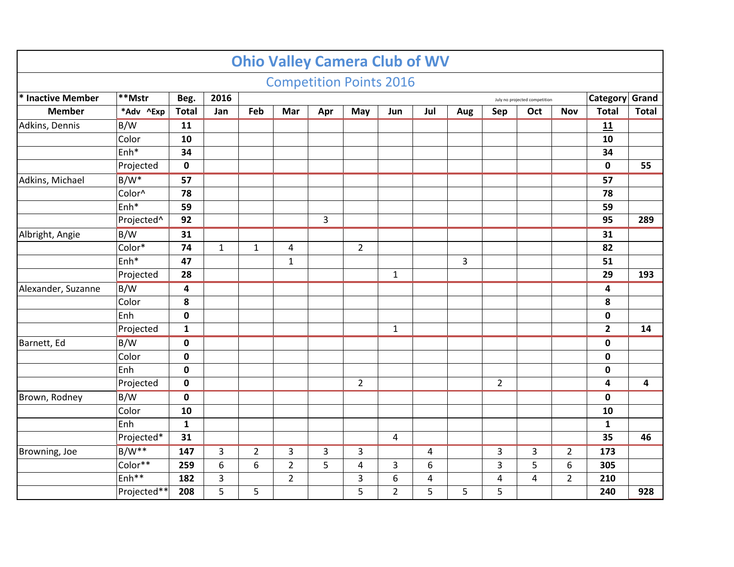# Ohio Valley Camera Club of WV

## Competition Points 2016

| * Inactive Member | **Mstr | Beg. | 2016 | | | | | | | July no projected competition | | | Category | Grand |
|---|---|---|---|---|---|---|---|---|---|---|---|---|---|---|
| **Member** | ***Adv ^Exp** | **Total** | **Jan** | **Feb** | **Mar** | **Apr** | **May** | **Jun** | **Jul** | **Aug** | **Sep** | **Oct** | **Nov** | **Total** | **Total** |
| Adkins, Dennis | B/W | **11** | | | | | | | | | | | | **11** | |
| | Color | **10** | | | | | | | | | | | | **10** | |
| | Enh* | **34** | | | | | | | | | | | | **34** | |
| | Projected | **0** | | | | | | | | | | | | **0** | **55** |
| Adkins, Michael | B/W* | **57** | | | | | | | | | | | | **57** | |
| | Color^ | **78** | | | | | | | | | | | | **78** | |
| | Enh* | **59** | | | | | | | | | | | | **59** | |
| | Projected^ | **92** | | | | 3 | | | | | | | | **95** | **289** |
| Albright, Angie | B/W | **31** | | | | | | | | | | | | **31** | |
| | Color* | **74** | 1 | 1 | 4 | | 2 | | | | | | | **82** | |
| | Enh* | **47** | | | 1 | | | | | 3 | | | | **51** | |
| | Projected | **28** | | | | | | 1 | | | | | | **29** | **193** |
| Alexander, Suzanne | B/W | **4** | | | | | | | | | | | | **4** | |
| | Color | **8** | | | | | | | | | | | | **8** | |
| | Enh | **0** | | | | | | | | | | | | **0** | |
| | Projected | **1** | | | | | | 1 | | | | | | **2** | **14** |
| Barnett, Ed | B/W | **0** | | | | | | | | | | | | **0** | |
| | Color | **0** | | | | | | | | | | | | **0** | |
| | Enh | **0** | | | | | | | | | | | | **0** | |
| | Projected | **0** | | | | | 2 | | | | 2 | | | **4** | **4** |
| Brown, Rodney | B/W | **0** | | | | | | | | | | | | **0** | |
| | Color | **10** | | | | | | | | | | | | **10** | |
| | Enh | **1** | | | | | | | | | | | | **1** | |
| | Projected* | **31** | | | | | | 4 | | | | | | **35** | **46** |
| Browning, Joe | B/W** | **147** | 3 | 2 | 3 | 3 | 3 | | 4 | | 3 | 3 | 2 | **173** | |
| | Color** | **259** | 6 | 6 | 2 | 5 | 4 | 3 | 6 | | 3 | 5 | 6 | **305** | |
| | Enh** | **182** | 3 | | 2 | | 3 | 6 | 4 | | 4 | 4 | 2 | **210** | |
| | Projected** | **208** | 5 | 5 | | | 5 | 2 | 5 | 5 | 5 | | | **240** | **928** |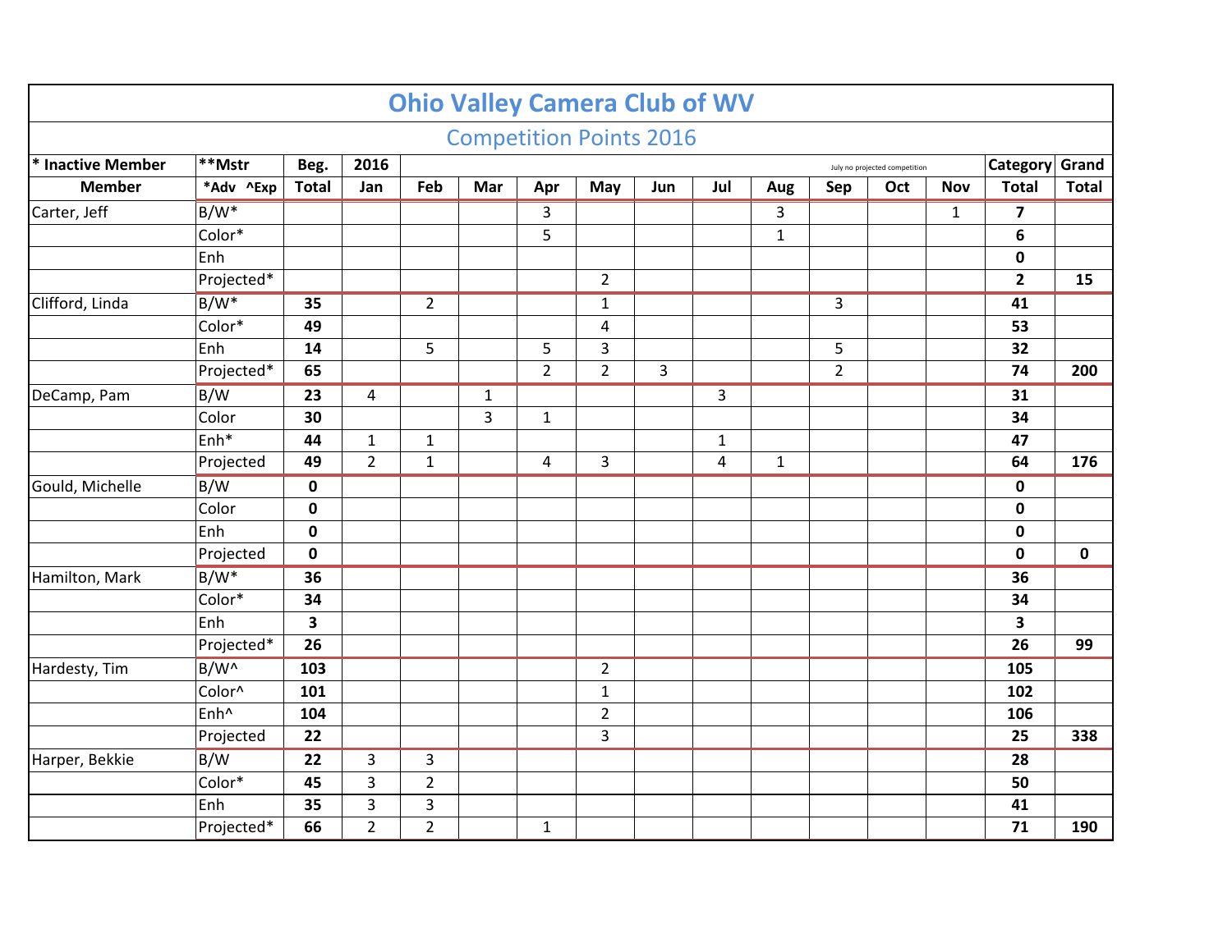# Ohio Valley Camera Club of WV

## Competition Points 2016

| * Inactive Member | **Mstr | Beg. | 2016 | | | | | | July no projected competition | | | | Category | Grand |
|---|---|---|---|---|---|---|---|---|---|---|---|---|---|---|
| Member | *Adv ^Exp | Total | Jan | Feb | Mar | Apr | May | Jun | Jul | Aug | Sep | Oct | Nov | Total | Total |
| Carter, Jeff | B/W* | | | | | 3 | | | | 3 | | | 1 | **7** | |
| | Color* | | | | | 5 | | | | 1 | | | | **6** | |
| | Enh | | | | | | | | | | | | | **0** | |
| | Projected* | | | | | | 2 | | | | | | | **2** | **15** |
| Clifford, Linda | B/W* | **35** | | 2 | | | 1 | | | | 3 | | | **41** | |
| | Color* | **49** | | | | | 4 | | | | | | | **53** | |
| | Enh | **14** | | 5 | | 5 | 3 | | | | 5 | | | **32** | |
| | Projected* | **65** | | | | 2 | 2 | 3 | | | 2 | | | **74** | **200** |
| DeCamp, Pam | B/W | **23** | 4 | | 1 | | | | 3 | | | | | **31** | |
| | Color | **30** | | | 3 | 1 | | | | | | | | **34** | |
| | Enh* | **44** | 1 | 1 | | | | | 1 | | | | | **47** | |
| | Projected | **49** | 2 | 1 | | 4 | 3 | | 4 | 1 | | | | **64** | **176** |
| Gould, Michelle | B/W | **0** | | | | | | | | | | | | **0** | |
| | Color | **0** | | | | | | | | | | | | **0** | |
| | Enh | **0** | | | | | | | | | | | | **0** | |
| | Projected | **0** | | | | | | | | | | | | **0** | **0** |
| Hamilton, Mark | B/W* | **36** | | | | | | | | | | | | **36** | |
| | Color* | **34** | | | | | | | | | | | | **34** | |
| | Enh | **3** | | | | | | | | | | | | **3** | |
| | Projected* | **26** | | | | | | | | | | | | **26** | **99** |
| Hardesty, Tim | B/W^ | **103** | | | | | 2 | | | | | | | **105** | |
| | Color^ | **101** | | | | | 1 | | | | | | | **102** | |
| | Enh^ | **104** | | | | | 2 | | | | | | | **106** | |
| | Projected | **22** | | | | | 3 | | | | | | | **25** | **338** |
| Harper, Bekkie | B/W | **22** | 3 | 3 | | | | | | | | | | **28** | |
| | Color* | **45** | 3 | 2 | | | | | | | | | | **50** | |
| | Enh | **35** | 3 | 3 | | | | | | | | | | **41** | |
| | Projected* | **66** | 2 | 2 | | 1 | | | | | | | | **71** | **190** |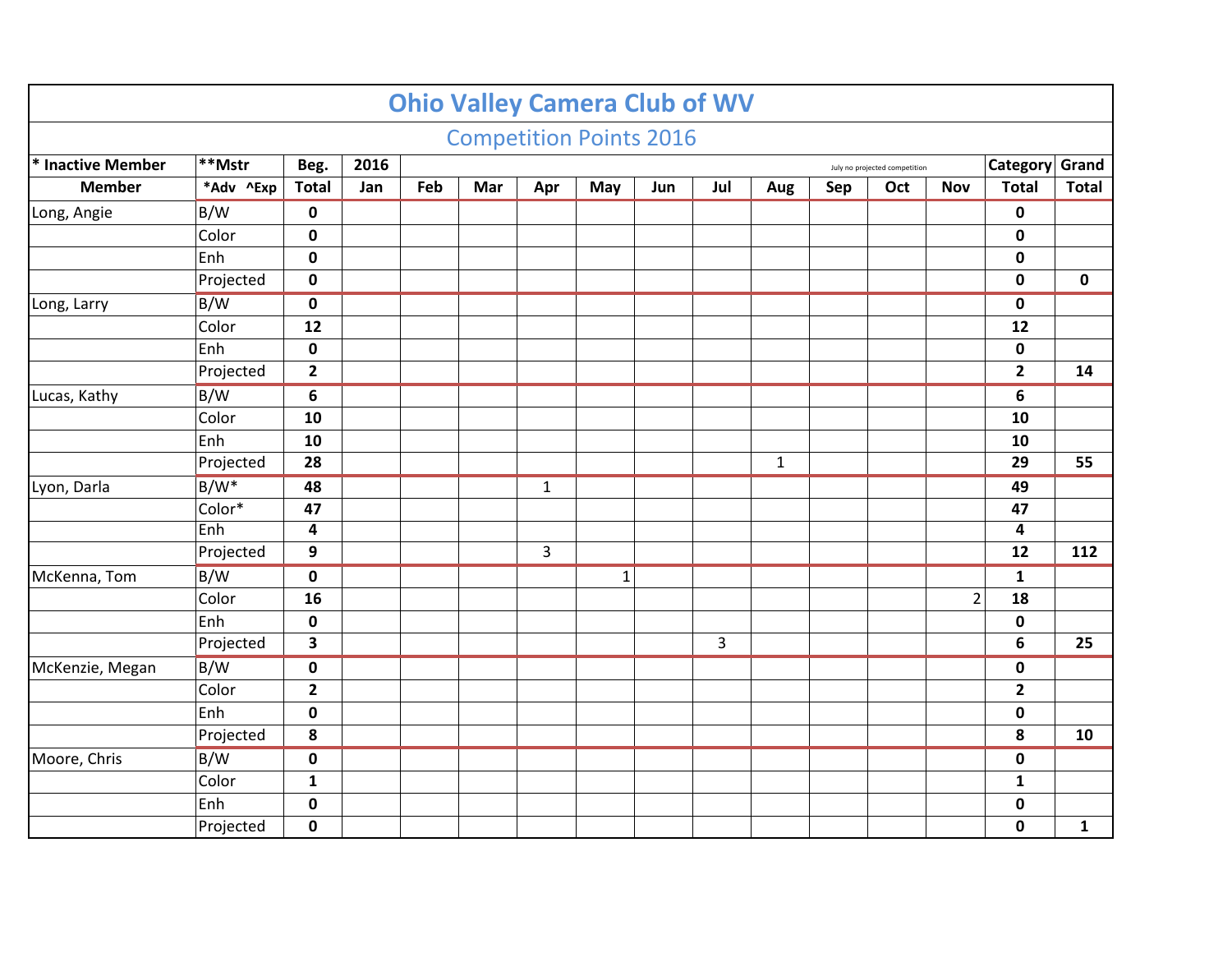# Ohio Valley Camera Club of WV

## Competition Points 2016

| * Inactive Member | **Mstr | Beg. | 2016 | | | | | | July no projected competition | | | | Category | Grand |
|---|---|---|---|---|---|---|---|---|---|---|---|---|---|---|
| Member | *Adv ^Exp | Total | Jan | Feb | Mar | Apr | May | Jun | Jul | Aug | Sep | Oct | Nov | Total | Total |
| Long, Angie | B/W | 0 | | | | | | | | | | | | 0 | |
| | Color | 0 | | | | | | | | | | | | 0 | |
| | Enh | 0 | | | | | | | | | | | | 0 | |
| | Projected | 0 | | | | | | | | | | | | 0 | 0 |
| Long, Larry | B/W | 0 | | | | | | | | | | | | 0 | |
| | Color | 12 | | | | | | | | | | | | 12 | |
| | Enh | 0 | | | | | | | | | | | | 0 | |
| | Projected | 2 | | | | | | | | | | | | 2 | 14 |
| Lucas, Kathy | B/W | 6 | | | | | | | | | | | | 6 | |
| | Color | 10 | | | | | | | | | | | | 10 | |
| | Enh | 10 | | | | | | | | | | | | 10 | |
| | Projected | 28 | | | | | | | | 1 | | | | 29 | 55 |
| Lyon, Darla | B/W* | 48 | | | | 1 | | | | | | | | 49 | |
| | Color* | 47 | | | | | | | | | | | | 47 | |
| | Enh | 4 | | | | | | | | | | | | 4 | |
| | Projected | 9 | | | | 3 | | | | | | | | 12 | 112 |
| McKenna, Tom | B/W | 0 | | | | | 1 | | | | | | | 1 | |
| | Color | 16 | | | | | | | | | | | 2 | 18 | |
| | Enh | 0 | | | | | | | | | | | | 0 | |
| | Projected | 3 | | | | | | | 3 | | | | | 6 | 25 |
| McKenzie, Megan | B/W | 0 | | | | | | | | | | | | 0 | |
| | Color | 2 | | | | | | | | | | | | 2 | |
| | Enh | 0 | | | | | | | | | | | | 0 | |
| | Projected | 8 | | | | | | | | | | | | 8 | 10 |
| Moore, Chris | B/W | 0 | | | | | | | | | | | | 0 | |
| | Color | 1 | | | | | | | | | | | | 1 | |
| | Enh | 0 | | | | | | | | | | | | 0 | |
| | Projected | 0 | | | | | | | | | | | | 0 | 1 |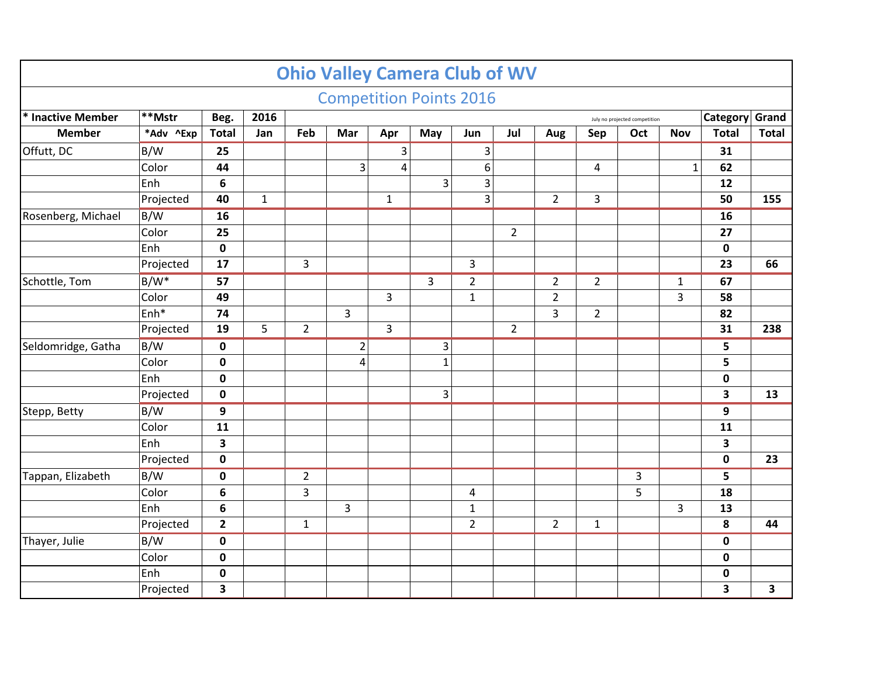# Ohio Valley Camera Club of WV

## Competition Points 2016

| * Inactive Member | **Mstr | Beg. | 2016 | | | | | | | July no projected competition | | | Category | Grand |
|---|---|---|---|---|---|---|---|---|---|---|---|---|---|---|
| Member | *Adv ^Exp | Total | Jan | Feb | Mar | Apr | May | Jun | Jul | Aug | Sep | Oct | Nov | Total | Total |
| Offutt, DC | B/W | **25** | | | | 3 | | 3 | | | | | | **31** | |
| | Color | **44** | | | 3 | 4 | | 6 | | | 4 | | 1 | **62** | |
| | Enh | **6** | | | | | 3 | 3 | | | | | | **12** | |
| | Projected | **40** | 1 | | | 1 | | 3 | | 2 | 3 | | | **50** | **155** |
| Rosenberg, Michael | B/W | **16** | | | | | | | | | | | | **16** | |
| | Color | **25** | | | | | | | 2 | | | | | **27** | |
| | Enh | **0** | | | | | | | | | | | | **0** | |
| | Projected | **17** | | 3 | | | | 3 | | | | | | **23** | **66** |
| Schottle, Tom | B/W* | **57** | | | | | 3 | 2 | | 2 | 2 | | 1 | **67** | |
| | Color | **49** | | | | 3 | | 1 | | 2 | | | 3 | **58** | |
| | Enh* | **74** | | | 3 | | | | | 3 | 2 | | | **82** | |
| | Projected | **19** | 5 | 2 | | 3 | | | 2 | | | | | **31** | **238** |
| Seldomridge, Gatha | B/W | **0** | | | 2 | | 3 | | | | | | | **5** | |
| | Color | **0** | | | 4 | | 1 | | | | | | | **5** | |
| | Enh | **0** | | | | | | | | | | | | **0** | |
| | Projected | **0** | | | | | 3 | | | | | | | **3** | **13** |
| Stepp, Betty | B/W | **9** | | | | | | | | | | | | **9** | |
| | Color | **11** | | | | | | | | | | | | **11** | |
| | Enh | **3** | | | | | | | | | | | | **3** | |
| | Projected | **0** | | | | | | | | | | | | **0** | **23** |
| Tappan, Elizabeth | B/W | **0** | | 2 | | | | | | | | 3 | | **5** | |
| | Color | **6** | | 3 | | | | 4 | | | | 5 | | **18** | |
| | Enh | **6** | | | 3 | | | 1 | | | | | 3 | **13** | |
| | Projected | **2** | | 1 | | | | 2 | | 2 | 1 | | | **8** | **44** |
| Thayer, Julie | B/W | **0** | | | | | | | | | | | | **0** | |
| | Color | **0** | | | | | | | | | | | | **0** | |
| | Enh | **0** | | | | | | | | | | | | **0** | |
| | Projected | **3** | | | | | | | | | | | | **3** | **3** |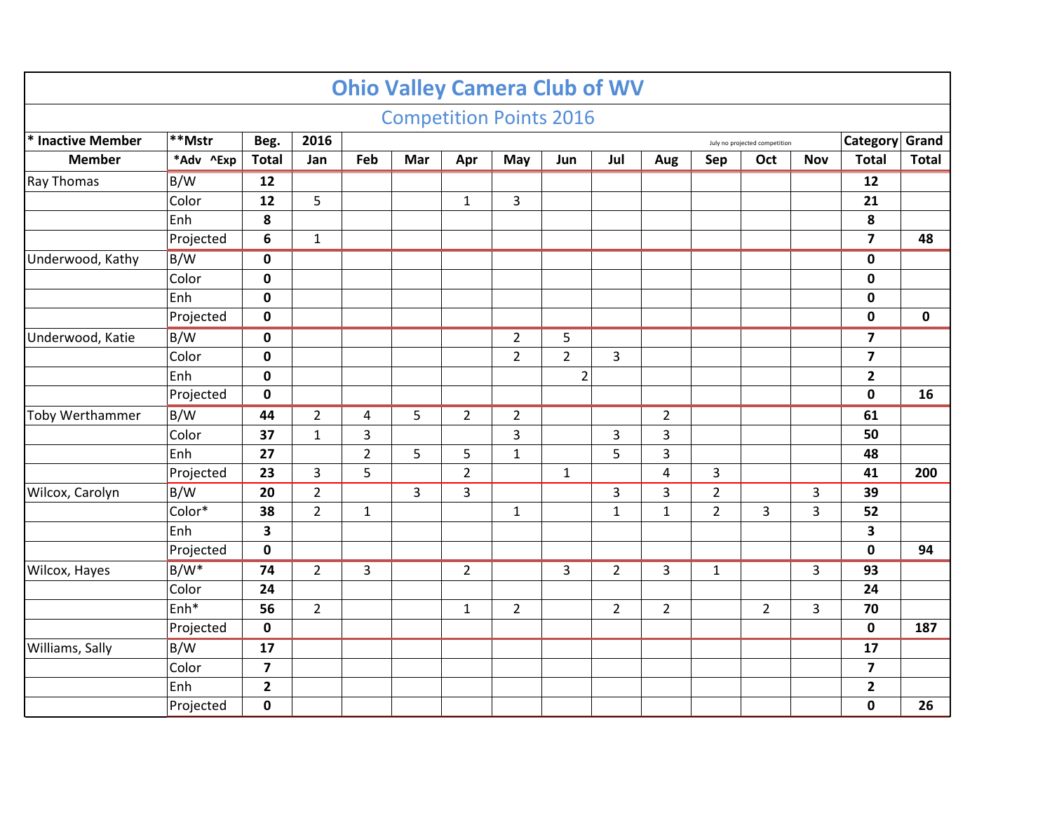# Ohio Valley Camera Club of WV

## Competition Points 2016

| * Inactive Member | **Mstr | Beg. | 2016 | | | | | | | July no projected competition | | | Category | Grand |
|---|---|---|---|---|---|---|---|---|---|---|---|---|---|---|
| Member | *Adv ^Exp | Total | Jan | Feb | Mar | Apr | May | Jun | Jul | Aug | Sep | Oct | Nov | Total | Total |
| Ray Thomas | B/W | 12 | | | | | | | | | | | | 12 | |
| | Color | 12 | 5 | | | 1 | 3 | | | | | | | 21 | |
| | Enh | 8 | | | | | | | | | | | | 8 | |
| | Projected | 6 | 1 | | | | | | | | | | | 7 | 48 |
| Underwood, Kathy | B/W | 0 | | | | | | | | | | | | 0 | |
| | Color | 0 | | | | | | | | | | | | 0 | |
| | Enh | 0 | | | | | | | | | | | | 0 | |
| | Projected | 0 | | | | | | | | | | | | 0 | 0 |
| Underwood, Katie | B/W | 0 | | | | | 2 | 5 | | | | | | 7 | |
| | Color | 0 | | | | | 2 | 2 | 3 | | | | | 7 | |
| | Enh | 0 | | | | | | 2 | | | | | | 2 | |
| | Projected | 0 | | | | | | | | | | | | 0 | 16 |
| Toby Werthammer | B/W | 44 | 2 | 4 | 5 | 2 | 2 | | | 2 | | | | 61 | |
| | Color | 37 | 1 | 3 | | | 3 | | 3 | 3 | | | | 50 | |
| | Enh | 27 | | 2 | 5 | 5 | 1 | | 5 | 3 | | | | 48 | |
| | Projected | 23 | 3 | 5 | | 2 | | 1 | | 4 | 3 | | | 41 | 200 |
| Wilcox, Carolyn | B/W | 20 | 2 | | 3 | 3 | | | 3 | 3 | 2 | | 3 | 39 | |
| | Color* | 38 | 2 | 1 | | | 1 | | 1 | 1 | 2 | 3 | 3 | 52 | |
| | Enh | 3 | | | | | | | | | | | | 3 | |
| | Projected | 0 | | | | | | | | | | | | 0 | 94 |
| Wilcox, Hayes | B/W* | 74 | 2 | 3 | | 2 | | 3 | 2 | 3 | 1 | | 3 | 93 | |
| | Color | 24 | | | | | | | | | | | | 24 | |
| | Enh* | 56 | 2 | | | 1 | 2 | | 2 | 2 | | 2 | 3 | 70 | |
| | Projected | 0 | | | | | | | | | | | | 0 | 187 |
| Williams, Sally | B/W | 17 | | | | | | | | | | | | 17 | |
| | Color | 7 | | | | | | | | | | | | 7 | |
| | Enh | 2 | | | | | | | | | | | | 2 | |
| | Projected | 0 | | | | | | | | | | | | 0 | 26 |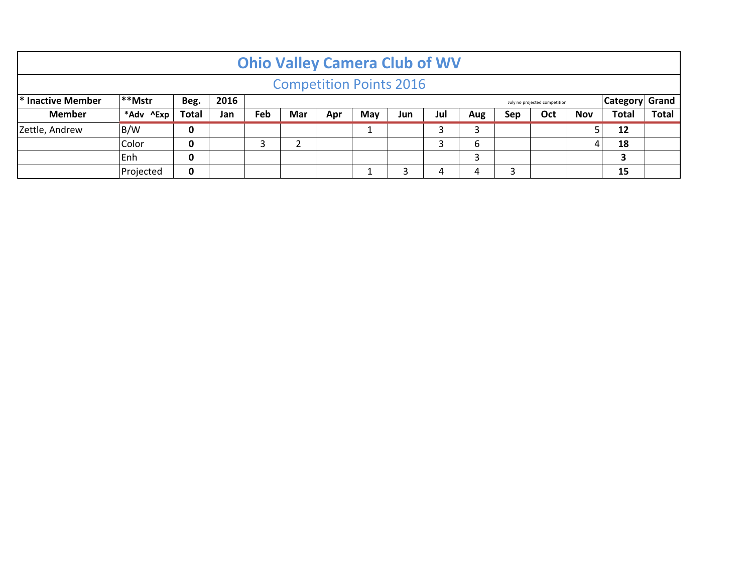# Ohio Valley Camera Club of WV

## Competition Points 2016

| * Inactive Member | **Mstr | Beg. | 2016 | | | | | | | | July no projected competition | | | Category | Grand |
|---|---|---|---|---|---|---|---|---|---|---|---|---|---|---|---|
| **Member** | ***Adv ^Exp** | **Total** | **Jan** | **Feb** | **Mar** | **Apr** | **May** | **Jun** | **Jul** | **Aug** | **Sep** | **Oct** | **Nov** | **Total** | **Total** |
| Zettle, Andrew | B/W | **0** | | | | | 1 | | 3 | 3 | | | 5 | **12** | |
| | Color | **0** | | 3 | 2 | | | | 3 | 6 | | | 4 | **18** | |
| | Enh | **0** | | | | | | | | 3 | | | | **3** | |
| | Projected | **0** | | | | | 1 | 3 | 4 | 4 | 3 | | | **15** | |